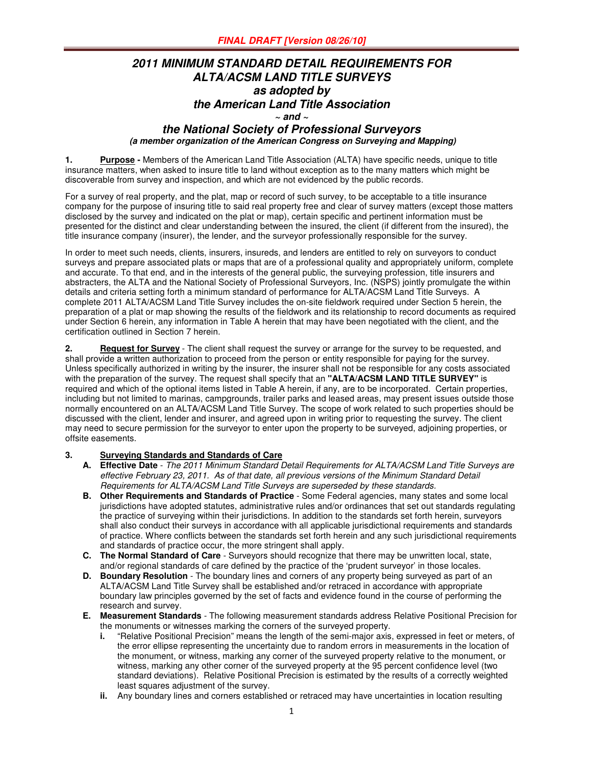*FINAL DRAFT [Version 08/26/10]*

# *2011 MINIMUM STANDARD DETAIL REQUIREMENTS FOR ALTA/ACSM LAND TITLE SURVEYS as adopted by the American Land Title Association ~ and ~ the National Society of Professional Surveyors*

***(a member organization of the American Congress on Surveying and Mapping)***

**1. Purpose -** Members of the American Land Title Association (ALTA) have specific needs, unique to title insurance matters, when asked to insure title to land without exception as to the many matters which might be discoverable from survey and inspection, and which are not evidenced by the public records.

For a survey of real property, and the plat, map or record of such survey, to be acceptable to a title insurance company for the purpose of insuring title to said real property free and clear of survey matters (except those matters disclosed by the survey and indicated on the plat or map), certain specific and pertinent information must be presented for the distinct and clear understanding between the insured, the client (if different from the insured), the title insurance company (insurer), the lender, and the surveyor professionally responsible for the survey.

In order to meet such needs, clients, insurers, insureds, and lenders are entitled to rely on surveyors to conduct surveys and prepare associated plats or maps that are of a professional quality and appropriately uniform, complete and accurate. To that end, and in the interests of the general public, the surveying profession, title insurers and abstracters, the ALTA and the National Society of Professional Surveyors, Inc. (NSPS) jointly promulgate the within details and criteria setting forth a minimum standard of performance for ALTA/ACSM Land Title Surveys. A complete 2011 ALTA/ACSM Land Title Survey includes the on-site fieldwork required under Section 5 herein, the preparation of a plat or map showing the results of the fieldwork and its relationship to record documents as required under Section 6 herein, any information in Table A herein that may have been negotiated with the client, and the certification outlined in Section 7 herein.

**2. Request for Survey** - The client shall request the survey or arrange for the survey to be requested, and shall provide a written authorization to proceed from the person or entity responsible for paying for the survey. Unless specifically authorized in writing by the insurer, the insurer shall not be responsible for any costs associated with the preparation of the survey. The request shall specify that an **"ALTA/ACSM LAND TITLE SURVEY"** is required and which of the optional items listed in Table A herein, if any, are to be incorporated. Certain properties, including but not limited to marinas, campgrounds, trailer parks and leased areas, may present issues outside those normally encountered on an ALTA/ACSM Land Title Survey. The scope of work related to such properties should be discussed with the client, lender and insurer, and agreed upon in writing prior to requesting the survey. The client may need to secure permission for the surveyor to enter upon the property to be surveyed, adjoining properties, or offsite easements.

**3. Surveying Standards and Standards of Care**

- **A. Effective Date** - *The 2011 Minimum Standard Detail Requirements for ALTA/ACSM Land Title Surveys are effective February 23, 2011. As of that date, all previous versions of the Minimum Standard Detail Requirements for ALTA/ACSM Land Title Surveys are superseded by these standards.*
- **B. Other Requirements and Standards of Practice** - Some Federal agencies, many states and some local jurisdictions have adopted statutes, administrative rules and/or ordinances that set out standards regulating the practice of surveying within their jurisdictions. In addition to the standards set forth herein, surveyors shall also conduct their surveys in accordance with all applicable jurisdictional requirements and standards of practice. Where conflicts between the standards set forth herein and any such jurisdictional requirements and standards of practice occur, the more stringent shall apply.
- **C. The Normal Standard of Care** - Surveyors should recognize that there may be unwritten local, state, and/or regional standards of care defined by the practice of the 'prudent surveyor' in those locales.
- **D. Boundary Resolution** - The boundary lines and corners of any property being surveyed as part of an ALTA/ACSM Land Title Survey shall be established and/or retraced in accordance with appropriate boundary law principles governed by the set of facts and evidence found in the course of performing the research and survey.
- **E. Measurement Standards** - The following measurement standards address Relative Positional Precision for the monuments or witnesses marking the corners of the surveyed property.
  - **i.** "Relative Positional Precision" means the length of the semi-major axis, expressed in feet or meters, of the error ellipse representing the uncertainty due to random errors in measurements in the location of the monument, or witness, marking any corner of the surveyed property relative to the monument, or witness, marking any other corner of the surveyed property at the 95 percent confidence level (two standard deviations). Relative Positional Precision is estimated by the results of a correctly weighted least squares adjustment of the survey.
  - **ii.** Any boundary lines and corners established or retraced may have uncertainties in location resulting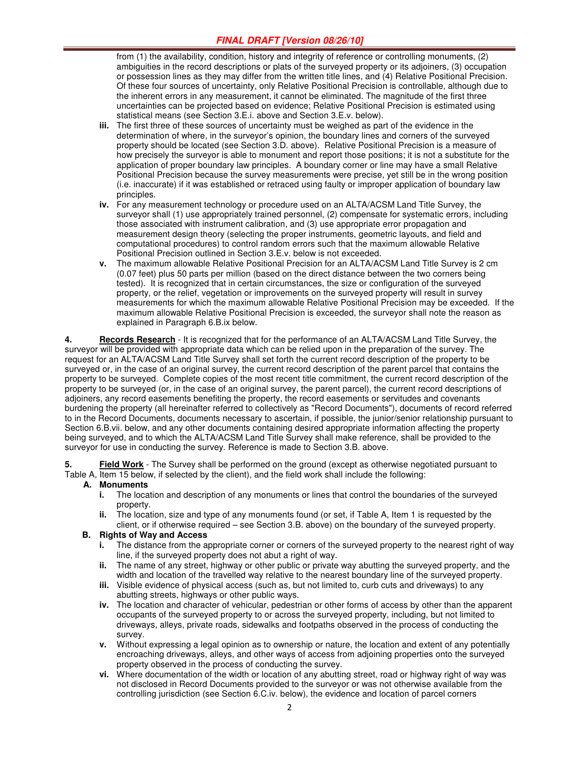from (1) the availability, condition, history and integrity of reference or controlling monuments, (2) ambiguities in the record descriptions or plats of the surveyed property or its adjoiners, (3) occupation or possession lines as they may differ from the written title lines, and (4) Relative Positional Precision. Of these four sources of uncertainty, only Relative Positional Precision is controllable, although due to the inherent errors in any measurement, it cannot be eliminated. The magnitude of the first three uncertainties can be projected based on evidence; Relative Positional Precision is estimated using statistical means (see Section 3.E.i. above and Section 3.E.v. below).

**iii.** The first three of these sources of uncertainty must be weighed as part of the evidence in the determination of where, in the surveyor's opinion, the boundary lines and corners of the surveyed property should be located (see Section 3.D. above). Relative Positional Precision is a measure of how precisely the surveyor is able to monument and report those positions; it is not a substitute for the application of proper boundary law principles. A boundary corner or line may have a small Relative Positional Precision because the survey measurements were precise, yet still be in the wrong position (i.e. inaccurate) if it was established or retraced using faulty or improper application of boundary law principles.

**iv.** For any measurement technology or procedure used on an ALTA/ACSM Land Title Survey, the surveyor shall (1) use appropriately trained personnel, (2) compensate for systematic errors, including those associated with instrument calibration, and (3) use appropriate error propagation and measurement design theory (selecting the proper instruments, geometric layouts, and field and computational procedures) to control random errors such that the maximum allowable Relative Positional Precision outlined in Section 3.E.v. below is not exceeded.

**v.** The maximum allowable Relative Positional Precision for an ALTA/ACSM Land Title Survey is 2 cm (0.07 feet) plus 50 parts per million (based on the direct distance between the two corners being tested). It is recognized that in certain circumstances, the size or configuration of the surveyed property, or the relief, vegetation or improvements on the surveyed property will result in survey measurements for which the maximum allowable Relative Positional Precision may be exceeded. If the maximum allowable Relative Positional Precision is exceeded, the surveyor shall note the reason as explained in Paragraph 6.B.ix below.

**4.** **Records Research** - It is recognized that for the performance of an ALTA/ACSM Land Title Survey, the surveyor will be provided with appropriate data which can be relied upon in the preparation of the survey. The request for an ALTA/ACSM Land Title Survey shall set forth the current record description of the property to be surveyed or, in the case of an original survey, the current record description of the parent parcel that contains the property to be surveyed. Complete copies of the most recent title commitment, the current record description of the property to be surveyed (or, in the case of an original survey, the parent parcel), the current record descriptions of adjoiners, any record easements benefiting the property, the record easements or servitudes and covenants burdening the property (all hereinafter referred to collectively as "Record Documents"), documents of record referred to in the Record Documents, documents necessary to ascertain, if possible, the junior/senior relationship pursuant to Section 6.B.vii. below, and any other documents containing desired appropriate information affecting the property being surveyed, and to which the ALTA/ACSM Land Title Survey shall make reference, shall be provided to the surveyor for use in conducting the survey. Reference is made to Section 3.B. above.

**5.** **Field Work** - The Survey shall be performed on the ground (except as otherwise negotiated pursuant to Table A, Item 15 below, if selected by the client), and the field work shall include the following:

**A. Monuments**

**i.** The location and description of any monuments or lines that control the boundaries of the surveyed property.

**ii.** The location, size and type of any monuments found (or set, if Table A, Item 1 is requested by the client, or if otherwise required – see Section 3.B. above) on the boundary of the surveyed property.

**B. Rights of Way and Access**

**i.** The distance from the appropriate corner or corners of the surveyed property to the nearest right of way line, if the surveyed property does not abut a right of way.

**ii.** The name of any street, highway or other public or private way abutting the surveyed property, and the width and location of the travelled way relative to the nearest boundary line of the surveyed property.

**iii.** Visible evidence of physical access (such as, but not limited to, curb cuts and driveways) to any abutting streets, highways or other public ways.

**iv.** The location and character of vehicular, pedestrian or other forms of access by other than the apparent occupants of the surveyed property to or across the surveyed property, including, but not limited to driveways, alleys, private roads, sidewalks and footpaths observed in the process of conducting the survey.

**v.** Without expressing a legal opinion as to ownership or nature, the location and extent of any potentially encroaching driveways, alleys, and other ways of access from adjoining properties onto the surveyed property observed in the process of conducting the survey.

**vi.** Where documentation of the width or location of any abutting street, road or highway right of way was not disclosed in Record Documents provided to the surveyor or was not otherwise available from the controlling jurisdiction (see Section 6.C.iv. below), the evidence and location of parcel corners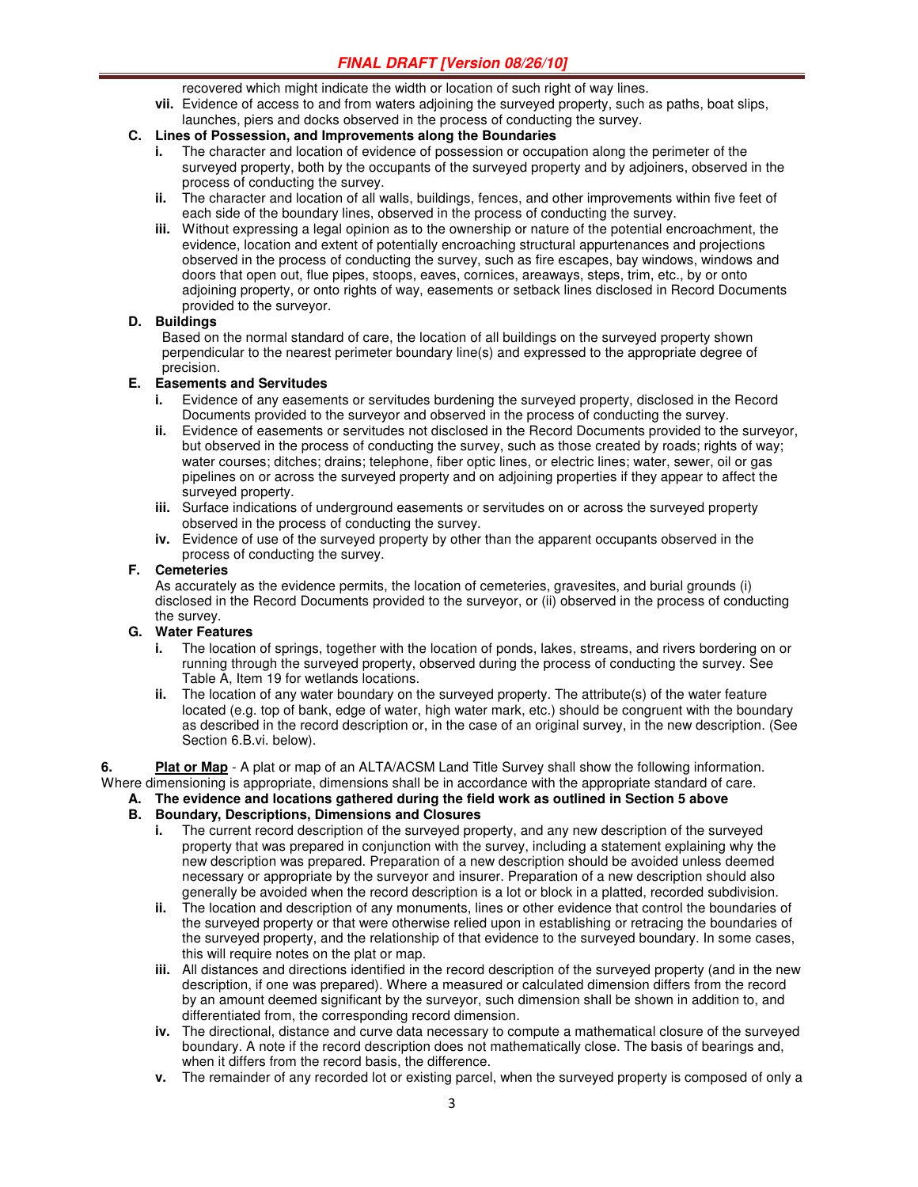recovered which might indicate the width or location of such right of way lines.

vii. Evidence of access to and from waters adjoining the surveyed property, such as paths, boat slips, launches, piers and docks observed in the process of conducting the survey.

**C. Lines of Possession, and Improvements along the Boundaries**

i. The character and location of evidence of possession or occupation along the perimeter of the surveyed property, both by the occupants of the surveyed property and by adjoiners, observed in the process of conducting the survey.

ii. The character and location of all walls, buildings, fences, and other improvements within five feet of each side of the boundary lines, observed in the process of conducting the survey.

iii. Without expressing a legal opinion as to the ownership or nature of the potential encroachment, the evidence, location and extent of potentially encroaching structural appurtenances and projections observed in the process of conducting the survey, such as fire escapes, bay windows, windows and doors that open out, flue pipes, stoops, eaves, cornices, areaways, steps, trim, etc., by or onto adjoining property, or onto rights of way, easements or setback lines disclosed in Record Documents provided to the surveyor.

**D. Buildings**

Based on the normal standard of care, the location of all buildings on the surveyed property shown perpendicular to the nearest perimeter boundary line(s) and expressed to the appropriate degree of precision.

**E. Easements and Servitudes**

i. Evidence of any easements or servitudes burdening the surveyed property, disclosed in the Record Documents provided to the surveyor and observed in the process of conducting the survey.

ii. Evidence of easements or servitudes not disclosed in the Record Documents provided to the surveyor, but observed in the process of conducting the survey, such as those created by roads; rights of way; water courses; ditches; drains; telephone, fiber optic lines, or electric lines; water, sewer, oil or gas pipelines on or across the surveyed property and on adjoining properties if they appear to affect the surveyed property.

iii. Surface indications of underground easements or servitudes on or across the surveyed property observed in the process of conducting the survey.

iv. Evidence of use of the surveyed property by other than the apparent occupants observed in the process of conducting the survey.

**F. Cemeteries**

As accurately as the evidence permits, the location of cemeteries, gravesites, and burial grounds (i) disclosed in the Record Documents provided to the surveyor, or (ii) observed in the process of conducting the survey.

**G. Water Features**

i. The location of springs, together with the location of ponds, lakes, streams, and rivers bordering on or running through the surveyed property, observed during the process of conducting the survey. See Table A, Item 19 for wetlands locations.

ii. The location of any water boundary on the surveyed property. The attribute(s) of the water feature located (e.g. top of bank, edge of water, high water mark, etc.) should be congruent with the boundary as described in the record description or, in the case of an original survey, in the new description. (See Section 6.B.vi. below).

**6. Plat or Map** - A plat or map of an ALTA/ACSM Land Title Survey shall show the following information. Where dimensioning is appropriate, dimensions shall be in accordance with the appropriate standard of care.

**A. The evidence and locations gathered during the field work as outlined in Section 5 above**

**B. Boundary, Descriptions, Dimensions and Closures**

i. The current record description of the surveyed property, and any new description of the surveyed property that was prepared in conjunction with the survey, including a statement explaining why the new description was prepared. Preparation of a new description should be avoided unless deemed necessary or appropriate by the surveyor and insurer. Preparation of a new description should also generally be avoided when the record description is a lot or block in a platted, recorded subdivision.

ii. The location and description of any monuments, lines or other evidence that control the boundaries of the surveyed property or that were otherwise relied upon in establishing or retracing the boundaries of the surveyed property, and the relationship of that evidence to the surveyed boundary. In some cases, this will require notes on the plat or map.

iii. All distances and directions identified in the record description of the surveyed property (and in the new description, if one was prepared). Where a measured or calculated dimension differs from the record by an amount deemed significant by the surveyor, such dimension shall be shown in addition to, and differentiated from, the corresponding record dimension.

iv. The directional, distance and curve data necessary to compute a mathematical closure of the surveyed boundary. A note if the record description does not mathematically close. The basis of bearings and, when it differs from the record basis, the difference.

v. The remainder of any recorded lot or existing parcel, when the surveyed property is composed of only a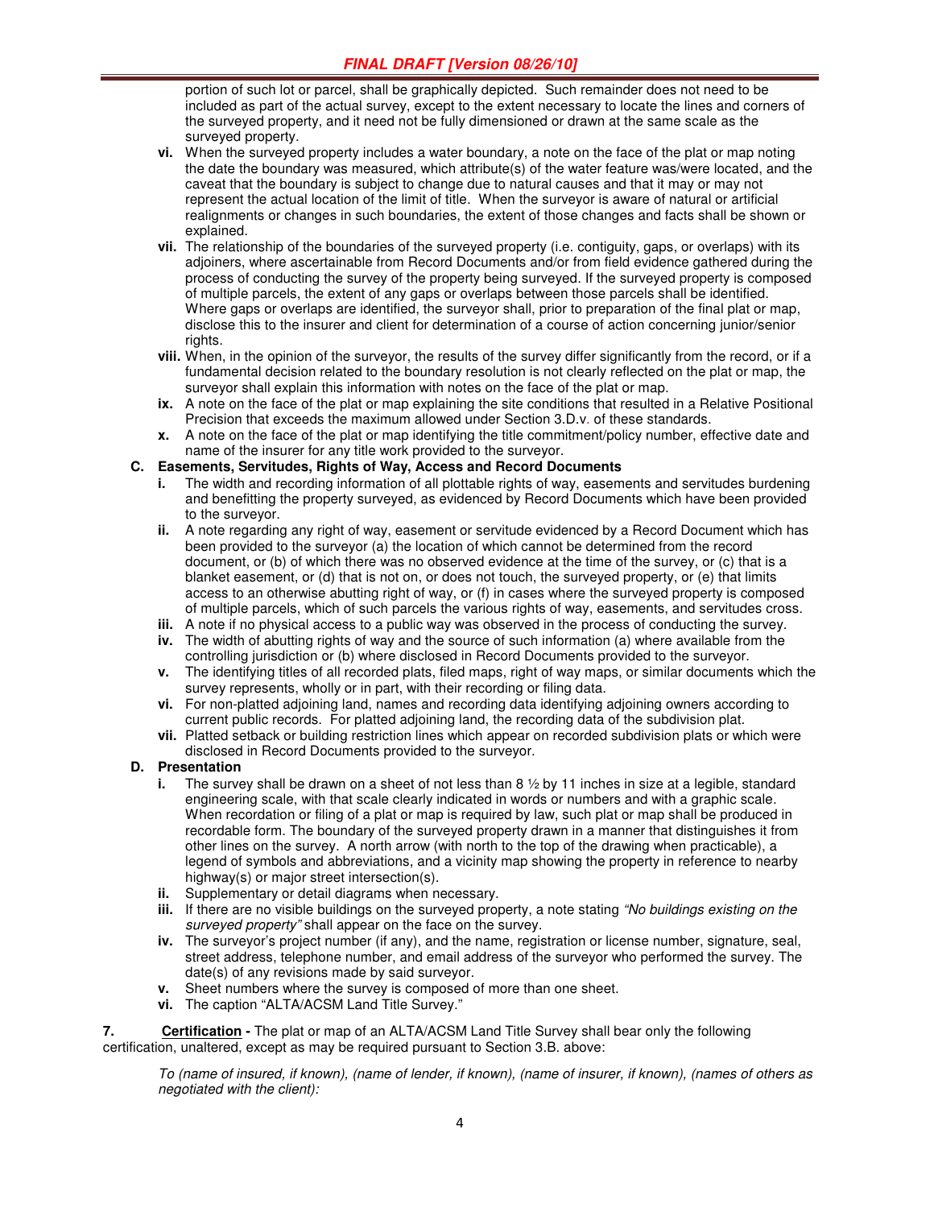portion of such lot or parcel, shall be graphically depicted. Such remainder does not need to be included as part of the actual survey, except to the extent necessary to locate the lines and corners of the surveyed property, and it need not be fully dimensioned or drawn at the same scale as the surveyed property.

- **vi.** When the surveyed property includes a water boundary, a note on the face of the plat or map noting the date the boundary was measured, which attribute(s) of the water feature was/were located, and the caveat that the boundary is subject to change due to natural causes and that it may or may not represent the actual location of the limit of title. When the surveyor is aware of natural or artificial realignments or changes in such boundaries, the extent of those changes and facts shall be shown or explained.
- **vii.** The relationship of the boundaries of the surveyed property (i.e. contiguity, gaps, or overlaps) with its adjoiners, where ascertainable from Record Documents and/or from field evidence gathered during the process of conducting the survey of the property being surveyed. If the surveyed property is composed of multiple parcels, the extent of any gaps or overlaps between those parcels shall be identified. Where gaps or overlaps are identified, the surveyor shall, prior to preparation of the final plat or map, disclose this to the insurer and client for determination of a course of action concerning junior/senior rights.
- **viii.** When, in the opinion of the surveyor, the results of the survey differ significantly from the record, or if a fundamental decision related to the boundary resolution is not clearly reflected on the plat or map, the surveyor shall explain this information with notes on the face of the plat or map.
- **ix.** A note on the face of the plat or map explaining the site conditions that resulted in a Relative Positional Precision that exceeds the maximum allowed under Section 3.D.v. of these standards.
- **x.** A note on the face of the plat or map identifying the title commitment/policy number, effective date and name of the insurer for any title work provided to the surveyor.

**C. Easements, Servitudes, Rights of Way, Access and Record Documents**

- **i.** The width and recording information of all plottable rights of way, easements and servitudes burdening and benefitting the property surveyed, as evidenced by Record Documents which have been provided to the surveyor.
- **ii.** A note regarding any right of way, easement or servitude evidenced by a Record Document which has been provided to the surveyor (a) the location of which cannot be determined from the record document, or (b) of which there was no observed evidence at the time of the survey, or (c) that is a blanket easement, or (d) that is not on, or does not touch, the surveyed property, or (e) that limits access to an otherwise abutting right of way, or (f) in cases where the surveyed property is composed of multiple parcels, which of such parcels the various rights of way, easements, and servitudes cross.
- **iii.** A note if no physical access to a public way was observed in the process of conducting the survey.
- **iv.** The width of abutting rights of way and the source of such information (a) where available from the controlling jurisdiction or (b) where disclosed in Record Documents provided to the surveyor.
- **v.** The identifying titles of all recorded plats, filed maps, right of way maps, or similar documents which the survey represents, wholly or in part, with their recording or filing data.
- **vi.** For non-platted adjoining land, names and recording data identifying adjoining owners according to current public records. For platted adjoining land, the recording data of the subdivision plat.
- **vii.** Platted setback or building restriction lines which appear on recorded subdivision plats or which were disclosed in Record Documents provided to the surveyor.

**D. Presentation**

- **i.** The survey shall be drawn on a sheet of not less than 8 ½ by 11 inches in size at a legible, standard engineering scale, with that scale clearly indicated in words or numbers and with a graphic scale. When recordation or filing of a plat or map is required by law, such plat or map shall be produced in recordable form. The boundary of the surveyed property drawn in a manner that distinguishes it from other lines on the survey. A north arrow (with north to the top of the drawing when practicable), a legend of symbols and abbreviations, and a vicinity map showing the property in reference to nearby highway(s) or major street intersection(s).
- **ii.** Supplementary or detail diagrams when necessary.
- **iii.** If there are no visible buildings on the surveyed property, a note stating *"No buildings existing on the surveyed property"* shall appear on the face on the survey.
- **iv.** The surveyor's project number (if any), and the name, registration or license number, signature, seal, street address, telephone number, and email address of the surveyor who performed the survey. The date(s) of any revisions made by said surveyor.
- **v.** Sheet numbers where the survey is composed of more than one sheet.
- **vi.** The caption "ALTA/ACSM Land Title Survey."

**7.** **Certification -** The plat or map of an ALTA/ACSM Land Title Survey shall bear only the following certification, unaltered, except as may be required pursuant to Section 3.B. above:

*To (name of insured, if known), (name of lender, if known), (name of insurer, if known), (names of others as negotiated with the client):*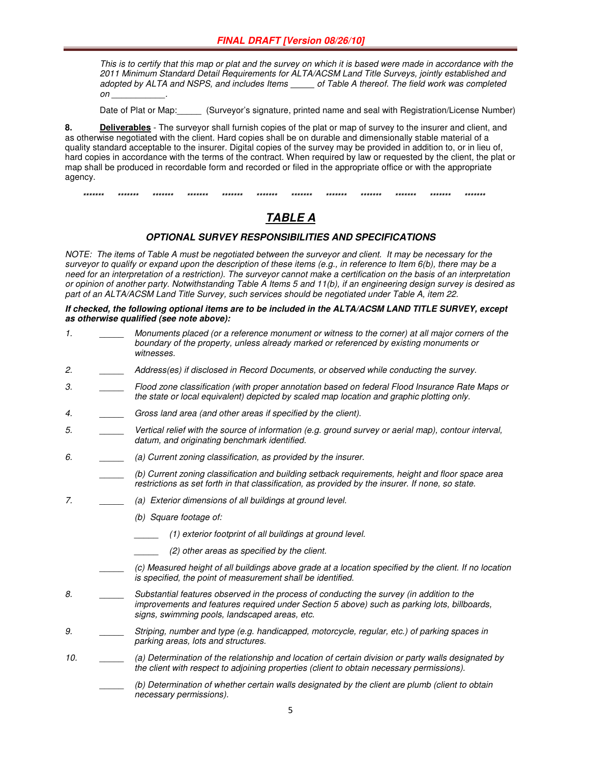*This is to certify that this map or plat and the survey on which it is based were made in accordance with the 2011 Minimum Standard Detail Requirements for ALTA/ACSM Land Title Surveys, jointly established and adopted by ALTA and NSPS, and includes Items _____ of Table A thereof. The field work was completed on ___________.*

Date of Plat or Map:_____ (Surveyor's signature, printed name and seal with Registration/License Number)

**8.** **Deliverables** - The surveyor shall furnish copies of the plat or map of survey to the insurer and client, and as otherwise negotiated with the client. Hard copies shall be on durable and dimensionally stable material of a quality standard acceptable to the insurer. Digital copies of the survey may be provided in addition to, or in lieu of, hard copies in accordance with the terms of the contract. When required by law or requested by the client, the plat or map shall be produced in recordable form and recorded or filed in the appropriate office or with the appropriate agency.

******* ******* ******* ******* ******* ******* ******* ******* ******* ******* ******* *******

# ***TABLE A***

## *OPTIONAL SURVEY RESPONSIBILITIES AND SPECIFICATIONS*

*NOTE: The items of Table A must be negotiated between the surveyor and client. It may be necessary for the surveyor to qualify or expand upon the description of these items (e.g., in reference to Item 6(b), there may be a need for an interpretation of a restriction). The surveyor cannot make a certification on the basis of an interpretation or opinion of another party. Notwithstanding Table A Items 5 and 11(b), if an engineering design survey is desired as part of an ALTA/ACSM Land Title Survey, such services should be negotiated under Table A, item 22.*

***If checked, the following optional items are to be included in the ALTA/ACSM LAND TITLE SURVEY, except as otherwise qualified (see note above):***

1. _____ *Monuments placed (or a reference monument or witness to the corner) at all major corners of the boundary of the property, unless already marked or referenced by existing monuments or witnesses.*

2. _____ *Address(es) if disclosed in Record Documents, or observed while conducting the survey.*

3. _____ *Flood zone classification (with proper annotation based on federal Flood Insurance Rate Maps or the state or local equivalent) depicted by scaled map location and graphic plotting only.*

4. _____ *Gross land area (and other areas if specified by the client).*

5. _____ *Vertical relief with the source of information (e.g. ground survey or aerial map), contour interval, datum, and originating benchmark identified.*

6. _____ *(a) Current zoning classification, as provided by the insurer.*

   _____ *(b) Current zoning classification and building setback requirements, height and floor space area restrictions as set forth in that classification, as provided by the insurer. If none, so state.*

7. _____ *(a) Exterior dimensions of all buildings at ground level.*

   *(b) Square footage of:*

   _____ *(1) exterior footprint of all buildings at ground level.*

   _____ *(2) other areas as specified by the client.*

   _____ *(c) Measured height of all buildings above grade at a location specified by the client. If no location is specified, the point of measurement shall be identified.*

8. _____ *Substantial features observed in the process of conducting the survey (in addition to the improvements and features required under Section 5 above) such as parking lots, billboards, signs, swimming pools, landscaped areas, etc.*

9. _____ *Striping, number and type (e.g. handicapped, motorcycle, regular, etc.) of parking spaces in parking areas, lots and structures.*

10. _____ *(a) Determination of the relationship and location of certain division or party walls designated by the client with respect to adjoining properties (client to obtain necessary permissions).*

    _____ *(b) Determination of whether certain walls designated by the client are plumb (client to obtain necessary permissions).*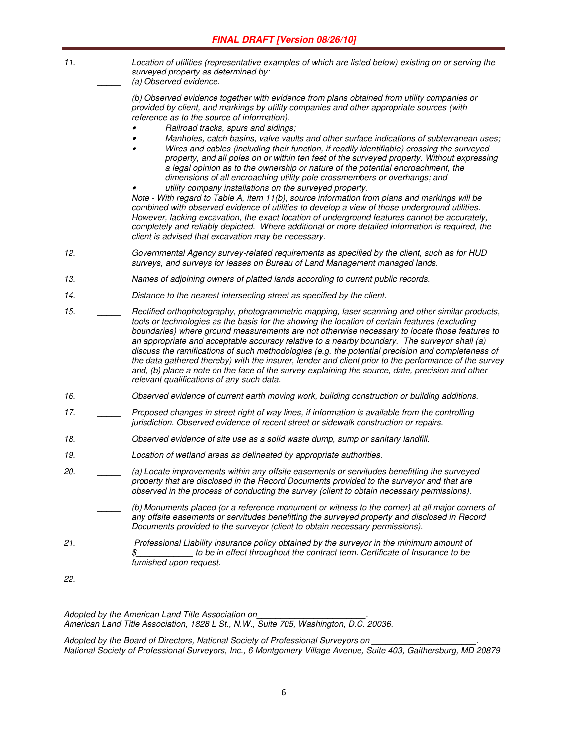11. Location of utilities (representative examples of which are listed below) existing on or serving the surveyed property as determined by:

_____ (a) Observed evidence.

_____ (b) Observed evidence together with evidence from plans obtained from utility companies or provided by client, and markings by utility companies and other appropriate sources (with reference as to the source of information).

- Railroad tracks, spurs and sidings;
- Manholes, catch basins, valve vaults and other surface indications of subterranean uses;
- Wires and cables (including their function, if readily identifiable) crossing the surveyed property, and all poles on or within ten feet of the surveyed property. Without expressing a legal opinion as to the ownership or nature of the potential encroachment, the dimensions of all encroaching utility pole crossmembers or overhangs; and
- utility company installations on the surveyed property.

Note - With regard to Table A, item 11(b), source information from plans and markings will be combined with observed evidence of utilities to develop a view of those underground utilities. However, lacking excavation, the exact location of underground features cannot be accurately, completely and reliably depicted. Where additional or more detailed information is required, the client is advised that excavation may be necessary.

12. _____ Governmental Agency survey-related requirements as specified by the client, such as for HUD surveys, and surveys for leases on Bureau of Land Management managed lands.

13. _____ Names of adjoining owners of platted lands according to current public records.

14. _____ Distance to the nearest intersecting street as specified by the client.

15. _____ Rectified orthophotography, photogrammetric mapping, laser scanning and other similar products, tools or technologies as the basis for the showing the location of certain features (excluding boundaries) where ground measurements are not otherwise necessary to locate those features to an appropriate and acceptable accuracy relative to a nearby boundary. The surveyor shall (a) discuss the ramifications of such methodologies (e.g. the potential precision and completeness of the data gathered thereby) with the insurer, lender and client prior to the performance of the survey and, (b) place a note on the face of the survey explaining the source, date, precision and other relevant qualifications of any such data.

16. _____ Observed evidence of current earth moving work, building construction or building additions.

17. _____ Proposed changes in street right of way lines, if information is available from the controlling jurisdiction. Observed evidence of recent street or sidewalk construction or repairs.

18. _____ Observed evidence of site use as a solid waste dump, sump or sanitary landfill.

19. _____ Location of wetland areas as delineated by appropriate authorities.

20. _____ (a) Locate improvements within any offsite easements or servitudes benefitting the surveyed property that are disclosed in the Record Documents provided to the surveyor and that are observed in the process of conducting the survey (client to obtain necessary permissions).

_____ (b) Monuments placed (or a reference monument or witness to the corner) at all major corners of any offsite easements or servitudes benefitting the surveyed property and disclosed in Record Documents provided to the surveyor (client to obtain necessary permissions).

21. _____ Professional Liability Insurance policy obtained by the surveyor in the minimum amount of $____________ to be in effect throughout the contract term. Certificate of Insurance to be furnished upon request.

22. _____ ___________________________________________________________________________

Adopted by the American Land Title Association on______________________.
American Land Title Association, 1828 L St., N.W., Suite 705, Washington, D.C. 20036.

Adopted by the Board of Directors, National Society of Professional Surveyors on ______________________.
National Society of Professional Surveyors, Inc., 6 Montgomery Village Avenue, Suite 403, Gaithersburg, MD 20879